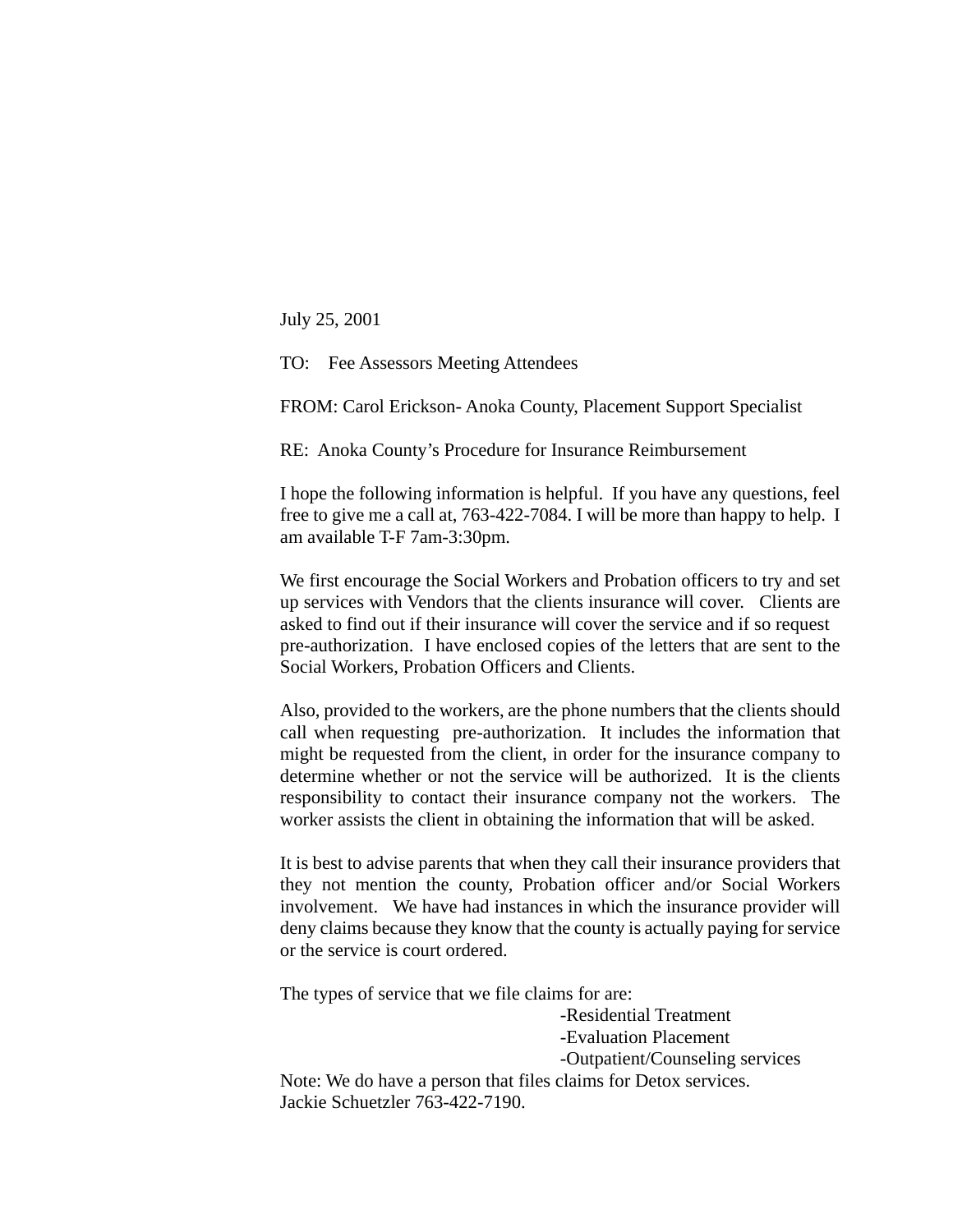July 25, 2001

TO: Fee Assessors Meeting Attendees

FROM: Carol Erickson- Anoka County, Placement Support Specialist

RE: Anoka County's Procedure for Insurance Reimbursement

I hope the following information is helpful. If you have any questions, feel free to give me a call at, 763-422-7084. I will be more than happy to help. I am available T-F 7am-3:30pm.

We first encourage the Social Workers and Probation officers to try and set up services with Vendors that the clients insurance will cover. Clients are asked to find out if their insurance will cover the service and if so request pre-authorization. I have enclosed copies of the letters that are sent to the Social Workers, Probation Officers and Clients.

Also, provided to the workers, are the phone numbers that the clients should call when requesting pre-authorization. It includes the information that might be requested from the client, in order for the insurance company to determine whether or not the service will be authorized. It is the clients responsibility to contact their insurance company not the workers. The worker assists the client in obtaining the information that will be asked.

It is best to advise parents that when they call their insurance providers that they not mention the county, Probation officer and/or Social Workers involvement. We have had instances in which the insurance provider will deny claims because they know that the county is actually paying for service or the service is court ordered.

The types of service that we file claims for are:

- Residential Treatment
- Evaluation Placement
- Outpatient/Counseling services

Note: We do have a person that files claims for Detox services.
Jackie Schuetzler 763-422-7190.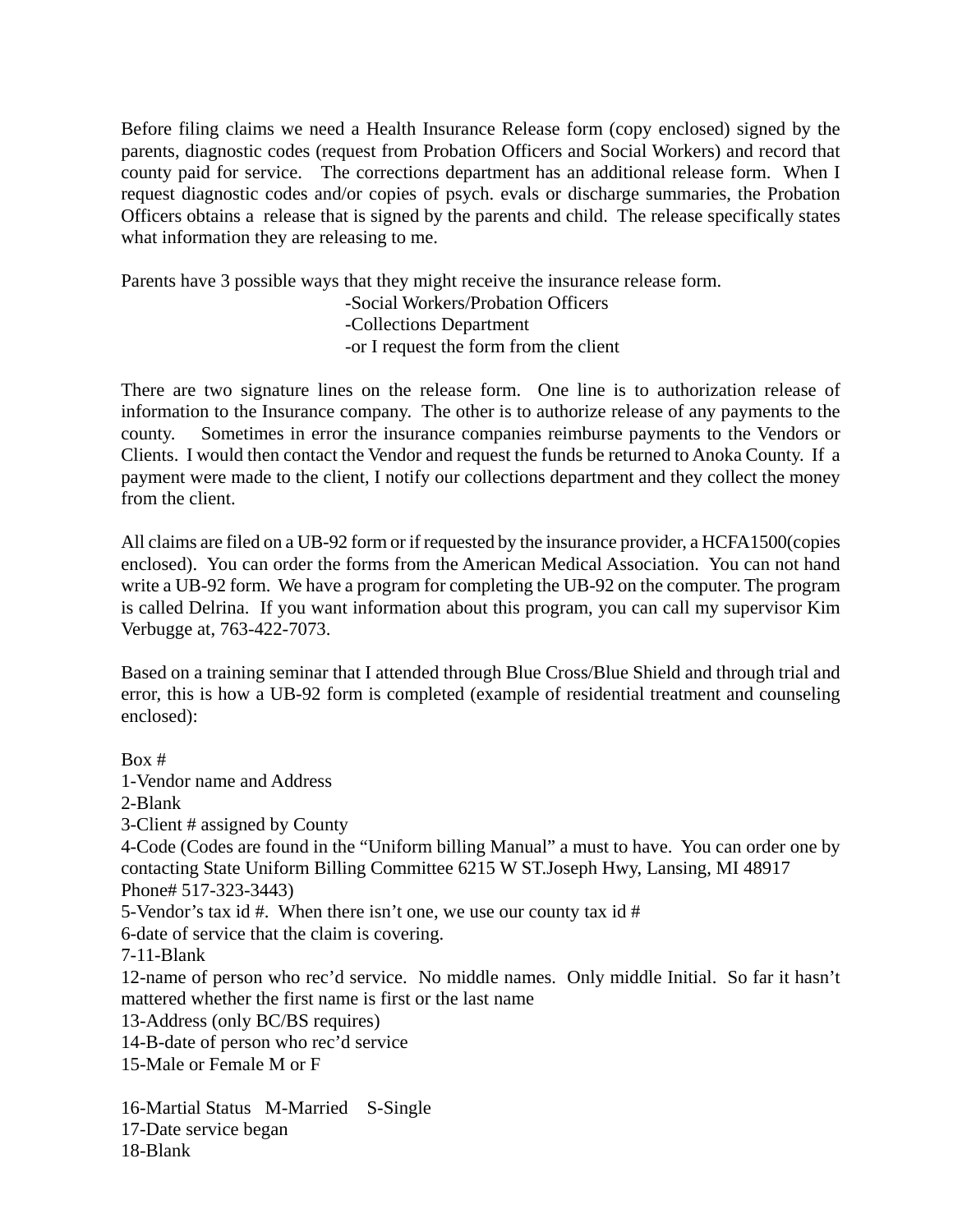Before filing claims we need a Health Insurance Release form (copy enclosed) signed by the parents, diagnostic codes (request from Probation Officers and Social Workers) and record that county paid for service. The corrections department has an additional release form. When I request diagnostic codes and/or copies of psych. evals or discharge summaries, the Probation Officers obtains a release that is signed by the parents and child. The release specifically states what information they are releasing to me.

Parents have 3 possible ways that they might receive the insurance release form.

- -Social Workers/Probation Officers
- -Collections Department
- -or I request the form from the client

There are two signature lines on the release form. One line is to authorization release of information to the Insurance company. The other is to authorize release of any payments to the county. Sometimes in error the insurance companies reimburse payments to the Vendors or Clients. I would then contact the Vendor and request the funds be returned to Anoka County. If a payment were made to the client, I notify our collections department and they collect the money from the client.

All claims are filed on a UB-92 form or if requested by the insurance provider, a HCFA1500(copies enclosed). You can order the forms from the American Medical Association. You can not hand write a UB-92 form. We have a program for completing the UB-92 on the computer. The program is called Delrina. If you want information about this program, you can call my supervisor Kim Verbugge at, 763-422-7073.

Based on a training seminar that I attended through Blue Cross/Blue Shield and through trial and error, this is how a UB-92 form is completed (example of residential treatment and counseling enclosed):

Box #
1-Vendor name and Address
2-Blank
3-Client # assigned by County
4-Code (Codes are found in the "Uniform billing Manual" a must to have. You can order one by contacting State Uniform Billing Committee 6215 W ST.Joseph Hwy, Lansing, MI 48917 Phone# 517-323-3443)
5-Vendor's tax id #. When there isn't one, we use our county tax id #
6-date of service that the claim is covering.
7-11-Blank
12-name of person who rec'd service. No middle names. Only middle Initial. So far it hasn't mattered whether the first name is first or the last name
13-Address (only BC/BS requires)
14-B-date of person who rec'd service
15-Male or Female M or F

16-Martial Status M-Married S-Single
17-Date service began
18-Blank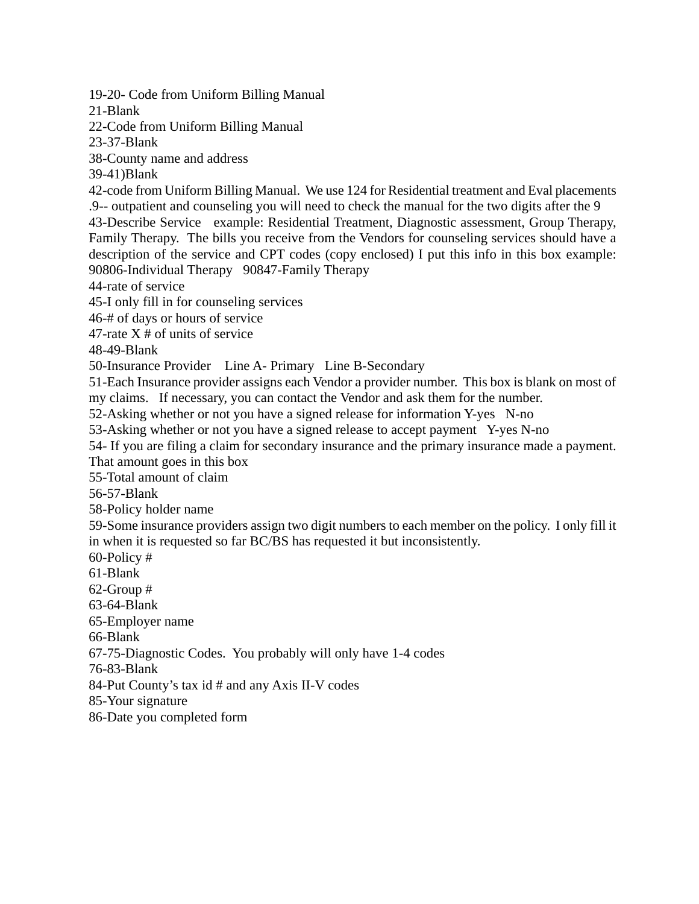19-20- Code from Uniform Billing Manual
21-Blank
22-Code from Uniform Billing Manual
23-37-Blank
38-County name and address
39-41)Blank
42-code from Uniform Billing Manual. We use 124 for Residential treatment and Eval placements .9-- outpatient and counseling you will need to check the manual for the two digits after the 9
43-Describe Service example: Residential Treatment, Diagnostic assessment, Group Therapy, Family Therapy. The bills you receive from the Vendors for counseling services should have a description of the service and CPT codes (copy enclosed) I put this info in this box example: 90806-Individual Therapy 90847-Family Therapy
44-rate of service
45-I only fill in for counseling services
46-# of days or hours of service
47-rate X # of units of service
48-49-Blank
50-Insurance Provider Line A- Primary Line B-Secondary
51-Each Insurance provider assigns each Vendor a provider number. This box is blank on most of my claims. If necessary, you can contact the Vendor and ask them for the number.
52-Asking whether or not you have a signed release for information Y-yes N-no
53-Asking whether or not you have a signed release to accept payment Y-yes N-no
54- If you are filing a claim for secondary insurance and the primary insurance made a payment. That amount goes in this box
55-Total amount of claim
56-57-Blank
58-Policy holder name
59-Some insurance providers assign two digit numbers to each member on the policy. I only fill it in when it is requested so far BC/BS has requested it but inconsistently.
60-Policy #
61-Blank
62-Group #
63-64-Blank
65-Employer name
66-Blank
67-75-Diagnostic Codes. You probably will only have 1-4 codes
76-83-Blank
84-Put County's tax id # and any Axis II-V codes
85-Your signature
86-Date you completed form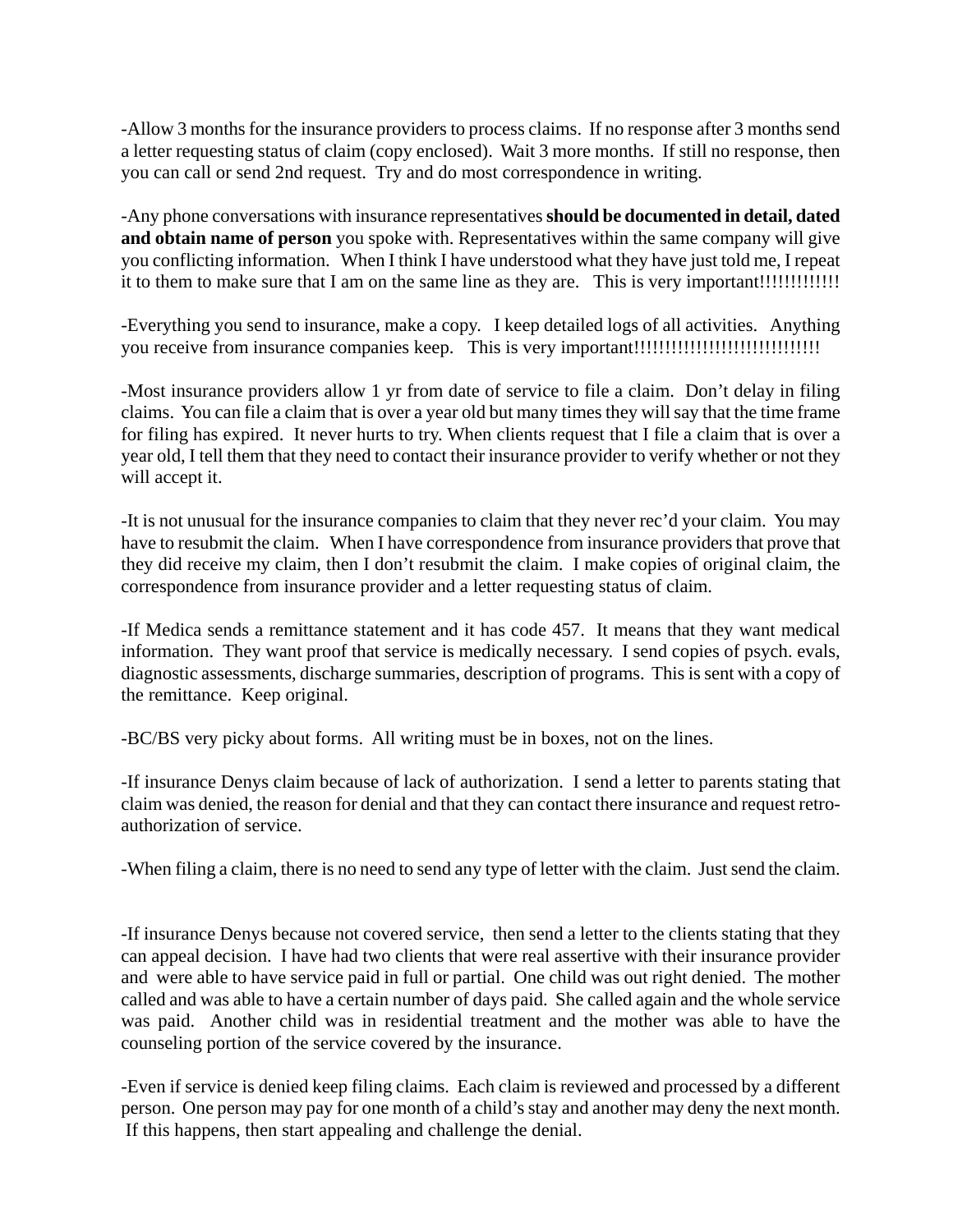-Allow 3 months for the insurance providers to process claims. If no response after 3 months send a letter requesting status of claim (copy enclosed). Wait 3 more months. If still no response, then you can call or send 2nd request. Try and do most correspondence in writing.

-Any phone conversations with insurance representatives **should be documented in detail, dated and obtain name of person** you spoke with. Representatives within the same company will give you conflicting information. When I think I have understood what they have just told me, I repeat it to them to make sure that I am on the same line as they are. This is very important!!!!!!!!!!!!!

-Everything you send to insurance, make a copy. I keep detailed logs of all activities. Anything you receive from insurance companies keep. This is very important!!!!!!!!!!!!!!!!!!!!!!!!!!!!!!

-Most insurance providers allow 1 yr from date of service to file a claim. Don't delay in filing claims. You can file a claim that is over a year old but many times they will say that the time frame for filing has expired. It never hurts to try. When clients request that I file a claim that is over a year old, I tell them that they need to contact their insurance provider to verify whether or not they will accept it.

-It is not unusual for the insurance companies to claim that they never rec'd your claim. You may have to resubmit the claim. When I have correspondence from insurance providers that prove that they did receive my claim, then I don't resubmit the claim. I make copies of original claim, the correspondence from insurance provider and a letter requesting status of claim.

-If Medica sends a remittance statement and it has code 457. It means that they want medical information. They want proof that service is medically necessary. I send copies of psych. evals, diagnostic assessments, discharge summaries, description of programs. This is sent with a copy of the remittance. Keep original.

-BC/BS very picky about forms. All writing must be in boxes, not on the lines.

-If insurance Denys claim because of lack of authorization. I send a letter to parents stating that claim was denied, the reason for denial and that they can contact there insurance and request retro-authorization of service.

-When filing a claim, there is no need to send any type of letter with the claim. Just send the claim.

-If insurance Denys because not covered service, then send a letter to the clients stating that they can appeal decision. I have had two clients that were real assertive with their insurance provider and were able to have service paid in full or partial. One child was out right denied. The mother called and was able to have a certain number of days paid. She called again and the whole service was paid. Another child was in residential treatment and the mother was able to have the counseling portion of the service covered by the insurance.

-Even if service is denied keep filing claims. Each claim is reviewed and processed by a different person. One person may pay for one month of a child's stay and another may deny the next month. If this happens, then start appealing and challenge the denial.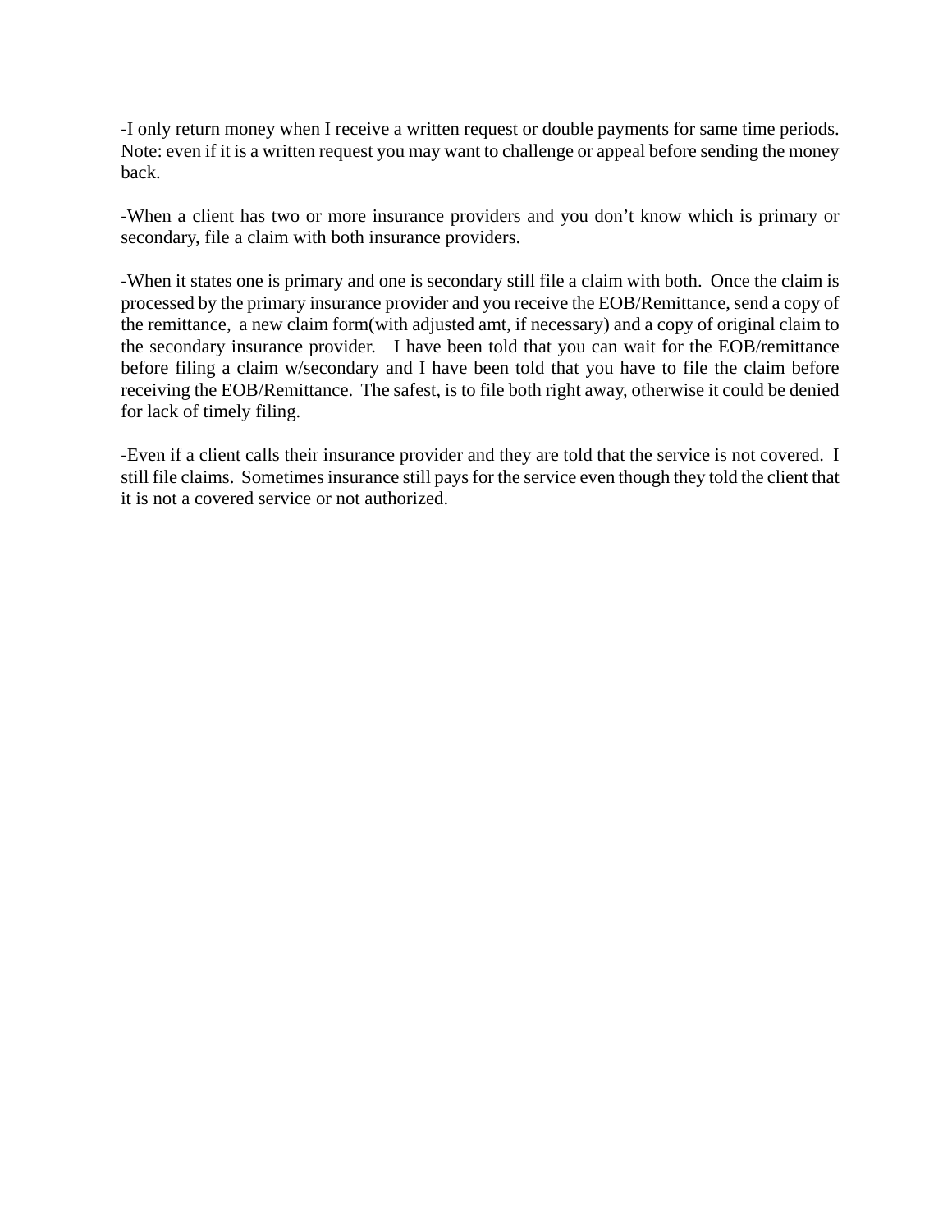-I only return money when I receive a written request or double payments for same time periods. Note: even if it is a written request you may want to challenge or appeal before sending the money back.

-When a client has two or more insurance providers and you don't know which is primary or secondary, file a claim with both insurance providers.

-When it states one is primary and one is secondary still file a claim with both. Once the claim is processed by the primary insurance provider and you receive the EOB/Remittance, send a copy of the remittance, a new claim form(with adjusted amt, if necessary) and a copy of original claim to the secondary insurance provider. I have been told that you can wait for the EOB/remittance before filing a claim w/secondary and I have been told that you have to file the claim before receiving the EOB/Remittance. The safest, is to file both right away, otherwise it could be denied for lack of timely filing.

-Even if a client calls their insurance provider and they are told that the service is not covered. I still file claims. Sometimes insurance still pays for the service even though they told the client that it is not a covered service or not authorized.